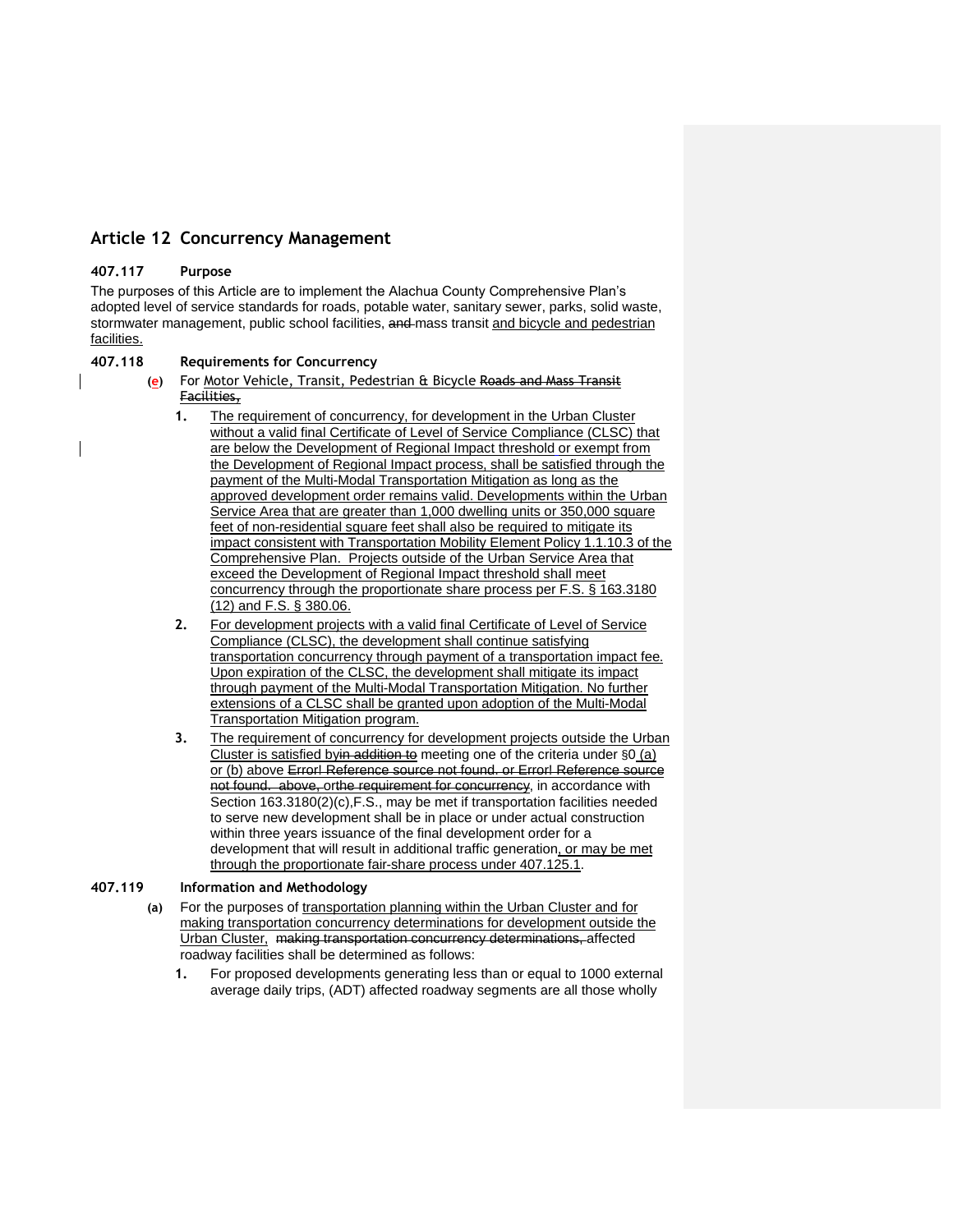## Article 12 Concurrency Management

### 407.117 Purpose

The purposes of this Article are to implement the Alachua County Comprehensive Plan's adopted level of service standards for roads, potable water, sanitary sewer, parks, solid waste, stormwater management, public school facilities, ~~and~~ mass transit and bicycle and pedestrian facilities.

### 407.118 Requirements for Concurrency

(e) For Motor Vehicle, Transit, Pedestrian & Bicycle ~~Roads and Mass Transit Facilities,~~

1. The requirement of concurrency, for development in the Urban Cluster without a valid final Certificate of Level of Service Compliance (CLSC) that are below the Development of Regional Impact threshold or exempt from the Development of Regional Impact process, shall be satisfied through the payment of the Multi-Modal Transportation Mitigation as long as the approved development order remains valid. Developments within the Urban Service Area that are greater than 1,000 dwelling units or 350,000 square feet of non-residential square feet shall also be required to mitigate its impact consistent with Transportation Mobility Element Policy 1.1.10.3 of the Comprehensive Plan. Projects outside of the Urban Service Area that exceed the Development of Regional Impact threshold shall meet concurrency through the proportionate share process per F.S. § 163.3180 (12) and F.S. § 380.06.
2. For development projects with a valid final Certificate of Level of Service Compliance (CLSC), the development shall continue satisfying transportation concurrency through payment of a transportation impact fee. Upon expiration of the CLSC, the development shall mitigate its impact through payment of the Multi-Modal Transportation Mitigation. No further extensions of a CLSC shall be granted upon adoption of the Multi-Modal Transportation Mitigation program.
3. The requirement of concurrency for development projects outside the Urban Cluster is satisfied by~~in addition to~~ meeting one of the criteria under §0 (a) or (b) above ~~Error! Reference source not found. or Error! Reference source not found. above, or~~~~the requirement for concurrency~~, in accordance with Section 163.3180(2)(c),F.S., may be met if transportation facilities needed to serve new development shall be in place or under actual construction within three years issuance of the final development order for a development that will result in additional traffic generation, or may be met through the proportionate fair-share process under 407.125.1.

### 407.119 Information and Methodology

(a) For the purposes of transportation planning within the Urban Cluster and for making transportation concurrency determinations for development outside the Urban Cluster, ~~making transportation concurrency determinations,~~ affected roadway facilities shall be determined as follows:

1. For proposed developments generating less than or equal to 1000 external average daily trips, (ADT) affected roadway segments are all those wholly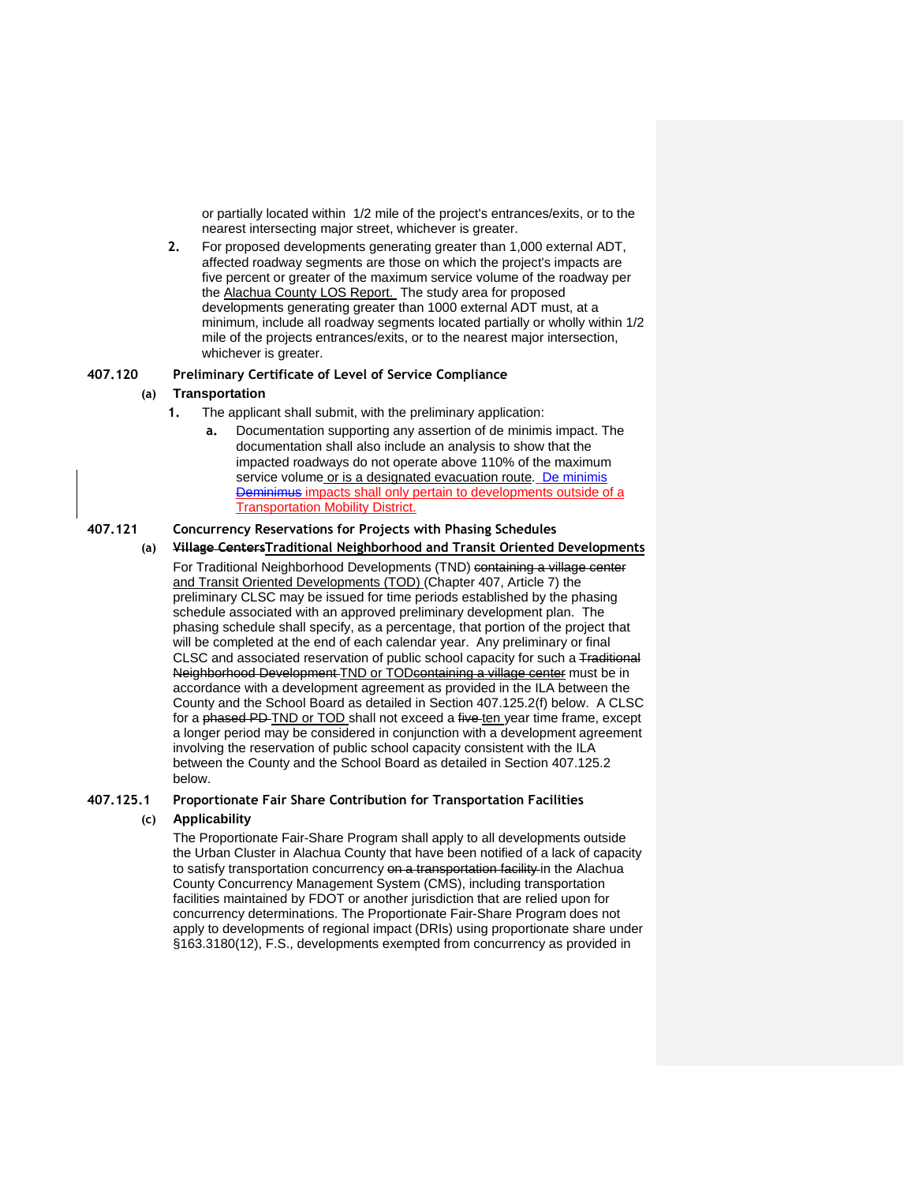or partially located within 1/2 mile of the project's entrances/exits, or to the nearest intersecting major street, whichever is greater.

2. For proposed developments generating greater than 1,000 external ADT, affected roadway segments are those on which the project's impacts are five percent or greater of the maximum service volume of the roadway per the <u>Alachua County LOS Report.</u> The study area for proposed developments generating greater than 1000 external ADT must, at a minimum, include all roadway segments located partially or wholly within 1/2 mile of the projects entrances/exits, or to the nearest major intersection, whichever is greater.

**407.120 Preliminary Certificate of Level of Service Compliance**

**(a) Transportation**

1. The applicant shall submit, with the preliminary application:

   a. Documentation supporting any assertion of de minimis impact. The documentation shall also include an analysis to show that the impacted roadways do not operate above 110% of the maximum service volume<u> or is a designated evacuation route</u>. <u>De minimis</u> ~~Deminimus~~ <u>impacts shall only pertain to developments outside of a Transportation Mobility District.</u>

**407.121 Concurrency Reservations for Projects with Phasing Schedules**

**(a) ~~Village Centers~~<u>Traditional Neighborhood and Transit Oriented Developments</u>**

For Traditional Neighborhood Developments (TND) ~~containing a village center~~ <u>and Transit Oriented Developments (TOD)</u> (Chapter 407, Article 7) the preliminary CLSC may be issued for time periods established by the phasing schedule associated with an approved preliminary development plan. The phasing schedule shall specify, as a percentage, that portion of the project that will be completed at the end of each calendar year. Any preliminary or final CLSC and associated reservation of public school capacity for such a ~~Traditional Neighborhood Development~~ <u>TND or TOD</u>~~containing a village center~~ must be in accordance with a development agreement as provided in the ILA between the County and the School Board as detailed in Section 407.125.2(f) below. A CLSC for a ~~phased PD~~ <u>TND or TOD</u> shall not exceed a ~~five~~ <u>ten</u> year time frame, except a longer period may be considered in conjunction with a development agreement involving the reservation of public school capacity consistent with the ILA between the County and the School Board as detailed in Section 407.125.2 below.

**407.125.1 Proportionate Fair Share Contribution for Transportation Facilities**

**(c) Applicability**

The Proportionate Fair-Share Program shall apply to all developments outside the Urban Cluster in Alachua County that have been notified of a lack of capacity to satisfy transportation concurrency ~~on a transportation facility~~ in the Alachua County Concurrency Management System (CMS), including transportation facilities maintained by FDOT or another jurisdiction that are relied upon for concurrency determinations. The Proportionate Fair-Share Program does not apply to developments of regional impact (DRIs) using proportionate share under §163.3180(12), F.S., developments exempted from concurrency as provided in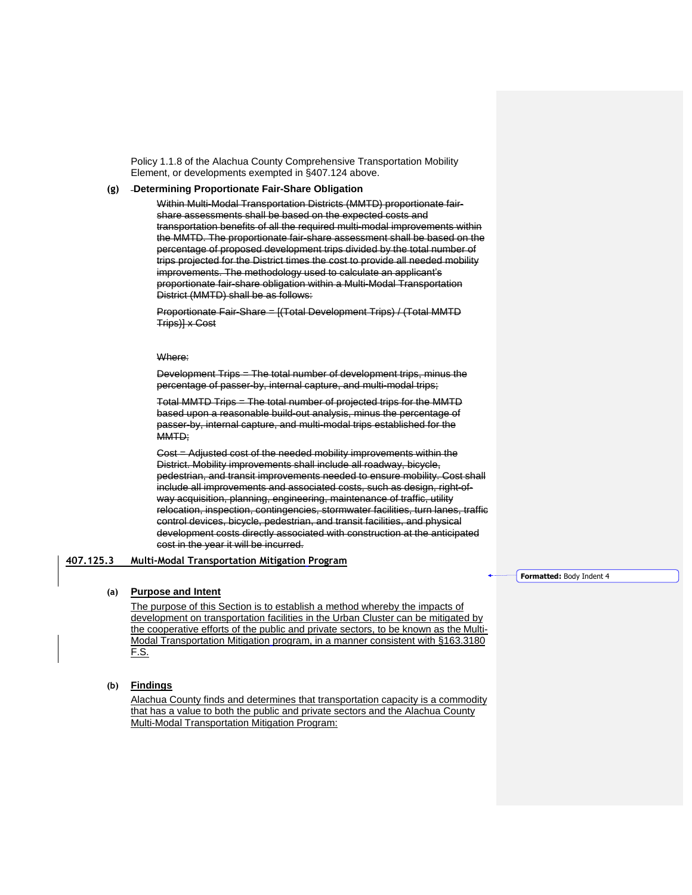Policy 1.1.8 of the Alachua County Comprehensive Transportation Mobility Element, or developments exempted in §407.124 above.

**(g) Determining Proportionate Fair-Share Obligation**

~~Within Multi-Modal Transportation Districts (MMTD) proportionate fair-share assessments shall be based on the expected costs and transportation benefits of all the required multi-modal improvements within the MMTD. The proportionate fair-share assessment shall be based on the percentage of proposed development trips divided by the total number of trips projected for the District times the cost to provide all needed mobility improvements. The methodology used to calculate an applicant's proportionate fair-share obligation within a Multi-Modal Transportation District (MMTD) shall be as follows:~~

~~Proportionate Fair-Share = [(Total Development Trips) / (Total MMTD Trips)] x Cost~~

~~Where:~~

~~Development Trips = The total number of development trips, minus the percentage of passer-by, internal capture, and multi-modal trips;~~

~~Total MMTD Trips = The total number of projected trips for the MMTD based upon a reasonable build-out analysis, minus the percentage of passer-by, internal capture, and multi-modal trips established for the MMTD;~~

~~Cost = Adjusted cost of the needed mobility improvements within the District. Mobility improvements shall include all roadway, bicycle, pedestrian, and transit improvements needed to ensure mobility. Cost shall include all improvements and associated costs, such as design, right-of-way acquisition, planning, engineering, maintenance of traffic, utility relocation, inspection, contingencies, stormwater facilities, turn lanes, traffic control devices, bicycle, pedestrian, and transit facilities, and physical development costs directly associated with construction at the anticipated cost in the year it will be incurred.~~

## 407.125.3 Multi-Modal Transportation Mitigation Program

**(a) Purpose and Intent**

The purpose of this Section is to establish a method whereby the impacts of development on transportation facilities in the Urban Cluster can be mitigated by the cooperative efforts of the public and private sectors, to be known as the Multi-Modal Transportation Mitigation program, in a manner consistent with §163.3180 F.S.

**(b) Findings**

Alachua County finds and determines that transportation capacity is a commodity that has a value to both the public and private sectors and the Alachua County Multi-Modal Transportation Mitigation Program: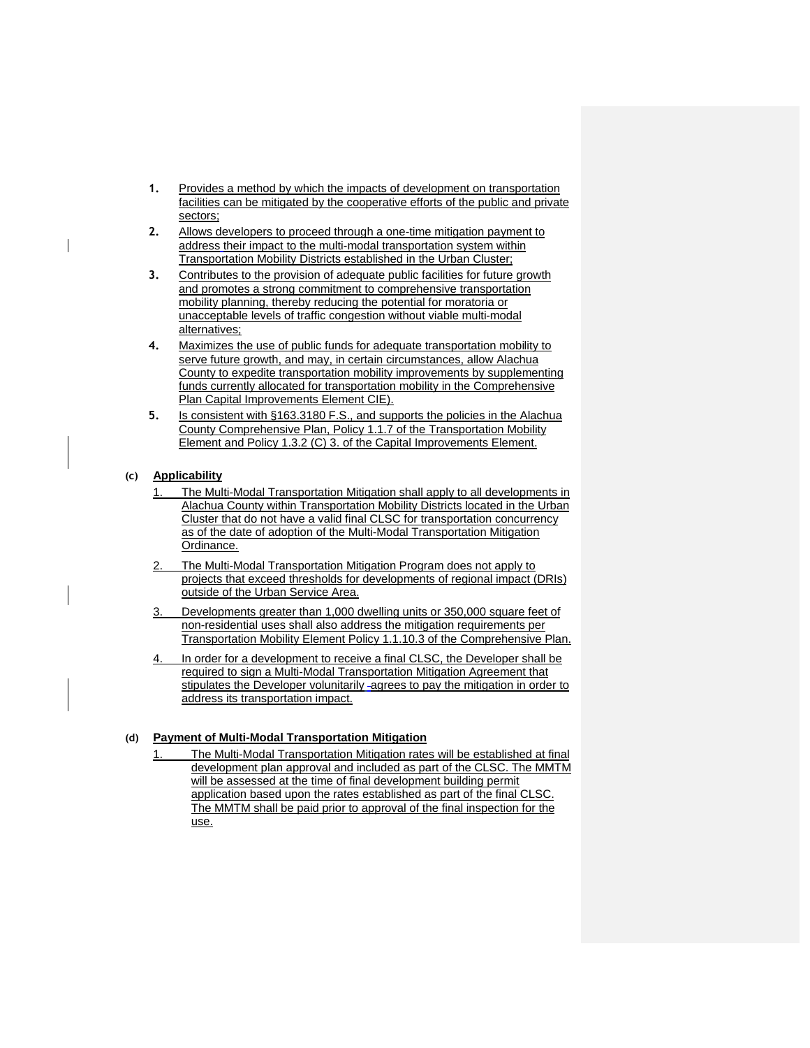1. Provides a method by which the impacts of development on transportation facilities can be mitigated by the cooperative efforts of the public and private sectors;
2. Allows developers to proceed through a one-time mitigation payment to address their impact to the multi-modal transportation system within Transportation Mobility Districts established in the Urban Cluster;
3. Contributes to the provision of adequate public facilities for future growth and promotes a strong commitment to comprehensive transportation mobility planning, thereby reducing the potential for moratoria or unacceptable levels of traffic congestion without viable multi-modal alternatives;
4. Maximizes the use of public funds for adequate transportation mobility to serve future growth, and may, in certain circumstances, allow Alachua County to expedite transportation mobility improvements by supplementing funds currently allocated for transportation mobility in the Comprehensive Plan Capital Improvements Element CIE).
5. Is consistent with §163.3180 F.S., and supports the policies in the Alachua County Comprehensive Plan, Policy 1.1.7 of the Transportation Mobility Element and Policy 1.3.2 (C) 3. of the Capital Improvements Element.

**(c) Applicability**

1. The Multi-Modal Transportation Mitigation shall apply to all developments in Alachua County within Transportation Mobility Districts located in the Urban Cluster that do not have a valid final CLSC for transportation concurrency as of the date of adoption of the Multi-Modal Transportation Mitigation Ordinance.
2. The Multi-Modal Transportation Mitigation Program does not apply to projects that exceed thresholds for developments of regional impact (DRIs) outside of the Urban Service Area.
3. Developments greater than 1,000 dwelling units or 350,000 square feet of non-residential uses shall also address the mitigation requirements per Transportation Mobility Element Policy 1.1.10.3 of the Comprehensive Plan.
4. In order for a development to receive a final CLSC, the Developer shall be required to sign a Multi-Modal Transportation Mitigation Agreement that stipulates the Developer volunitarily agrees to pay the mitigation in order to address its transportation impact.

**(d) Payment of Multi-Modal Transportation Mitigation**

1. The Multi-Modal Transportation Mitigation rates will be established at final development plan approval and included as part of the CLSC. The MMTM will be assessed at the time of final development building permit application based upon the rates established as part of the final CLSC. The MMTM shall be paid prior to approval of the final inspection for the use.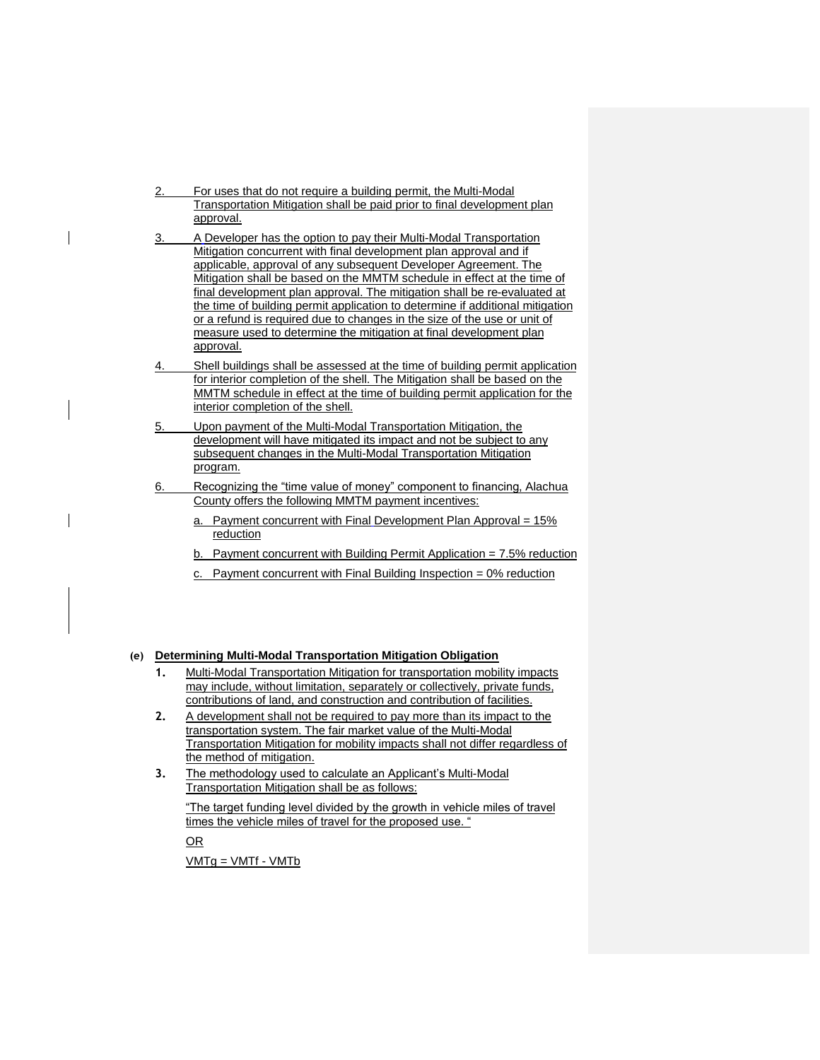2. For uses that do not require a building permit, the Multi-Modal Transportation Mitigation shall be paid prior to final development plan approval.

3. A Developer has the option to pay their Multi-Modal Transportation Mitigation concurrent with final development plan approval and if applicable, approval of any subsequent Developer Agreement. The Mitigation shall be based on the MMTM schedule in effect at the time of final development plan approval. The mitigation shall be re-evaluated at the time of building permit application to determine if additional mitigation or a refund is required due to changes in the size of the use or unit of measure used to determine the mitigation at final development plan approval.

4. Shell buildings shall be assessed at the time of building permit application for interior completion of the shell. The Mitigation shall be based on the MMTM schedule in effect at the time of building permit application for the interior completion of the shell.

5. Upon payment of the Multi-Modal Transportation Mitigation, the development will have mitigated its impact and not be subject to any subsequent changes in the Multi-Modal Transportation Mitigation program.

6. Recognizing the "time value of money" component to financing, Alachua County offers the following MMTM payment incentives:

   a. Payment concurrent with Final Development Plan Approval = 15% reduction

   b. Payment concurrent with Building Permit Application = 7.5% reduction

   c. Payment concurrent with Final Building Inspection = 0% reduction

**(e) Determining Multi-Modal Transportation Mitigation Obligation**

1. Multi-Modal Transportation Mitigation for transportation mobility impacts may include, without limitation, separately or collectively, private funds, contributions of land, and construction and contribution of facilities.
2. A development shall not be required to pay more than its impact to the transportation system. The fair market value of the Multi-Modal Transportation Mitigation for mobility impacts shall not differ regardless of the method of mitigation.
3. The methodology used to calculate an Applicant's Multi-Modal Transportation Mitigation shall be as follows:

   "The target funding level divided by the growth in vehicle miles of travel times the vehicle miles of travel for the proposed use. "

   OR

   VMTg = VMTf - VMTb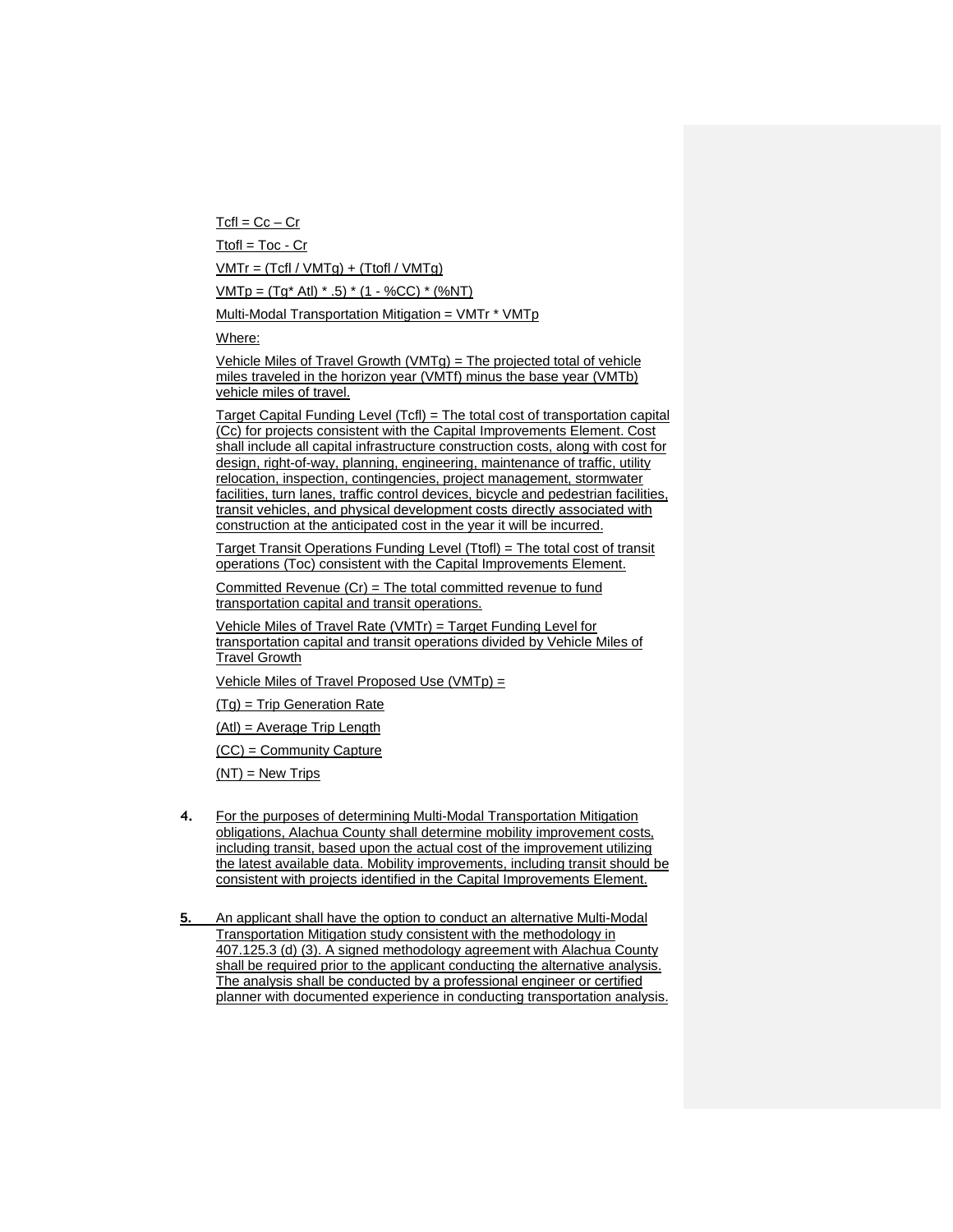$Tcfl = Cc – Cr$

$Ttofl = Toc - Cr$

$VMTr = (Tcfl / VMTg) + (Ttofl / VMTg)$

$VMTp = (Tg * Atl) * .5) * (1 - \%CC) * (\%NT)$

Multi-Modal Transportation Mitigation = VMTr * VMTp

Where:

Vehicle Miles of Travel Growth (VMTg) = The projected total of vehicle miles traveled in the horizon year (VMTf) minus the base year (VMTb) vehicle miles of travel.

Target Capital Funding Level (Tcfl) = The total cost of transportation capital (Cc) for projects consistent with the Capital Improvements Element. Cost shall include all capital infrastructure construction costs, along with cost for design, right-of-way, planning, engineering, maintenance of traffic, utility relocation, inspection, contingencies, project management, stormwater facilities, turn lanes, traffic control devices, bicycle and pedestrian facilities, transit vehicles, and physical development costs directly associated with construction at the anticipated cost in the year it will be incurred.

Target Transit Operations Funding Level (Ttofl) = The total cost of transit operations (Toc) consistent with the Capital Improvements Element.

Committed Revenue (Cr) = The total committed revenue to fund transportation capital and transit operations.

Vehicle Miles of Travel Rate (VMTr) = Target Funding Level for transportation capital and transit operations divided by Vehicle Miles of Travel Growth

Vehicle Miles of Travel Proposed Use (VMTp) =

(Tg) = Trip Generation Rate

(Atl) = Average Trip Length

(CC) = Community Capture

(NT) = New Trips

4. For the purposes of determining Multi-Modal Transportation Mitigation obligations, Alachua County shall determine mobility improvement costs, including transit, based upon the actual cost of the improvement utilizing the latest available data. Mobility improvements, including transit should be consistent with projects identified in the Capital Improvements Element.

**5.** An applicant shall have the option to conduct an alternative Multi-Modal Transportation Mitigation study consistent with the methodology in 407.125.3 (d) (3). A signed methodology agreement with Alachua County shall be required prior to the applicant conducting the alternative analysis. The analysis shall be conducted by a professional engineer or certified planner with documented experience in conducting transportation analysis.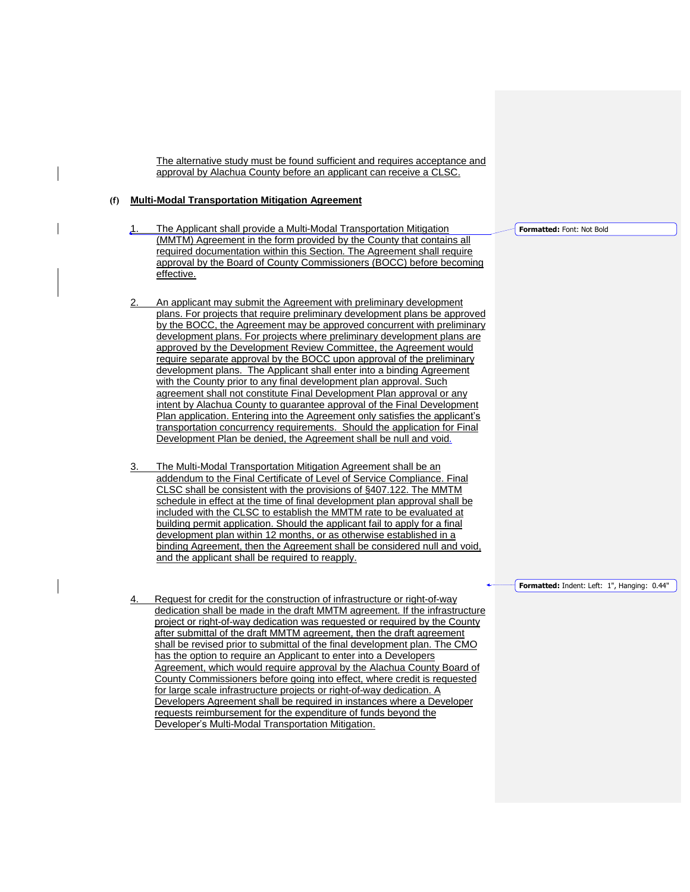The alternative study must be found sufficient and requires acceptance and approval by Alachua County before an applicant can receive a CLSC.

**(f) Multi-Modal Transportation Mitigation Agreement**

1. The Applicant shall provide a Multi-Modal Transportation Mitigation (MMTM) Agreement in the form provided by the County that contains all required documentation within this Section. The Agreement shall require approval by the Board of County Commissioners (BOCC) before becoming effective.

2. An applicant may submit the Agreement with preliminary development plans. For projects that require preliminary development plans be approved by the BOCC, the Agreement may be approved concurrent with preliminary development plans. For projects where preliminary development plans are approved by the Development Review Committee, the Agreement would require separate approval by the BOCC upon approval of the preliminary development plans. The Applicant shall enter into a binding Agreement with the County prior to any final development plan approval. Such agreement shall not constitute Final Development Plan approval or any intent by Alachua County to guarantee approval of the Final Development Plan application. Entering into the Agreement only satisfies the applicant's transportation concurrency requirements. Should the application for Final Development Plan be denied, the Agreement shall be null and void.

3. The Multi-Modal Transportation Mitigation Agreement shall be an addendum to the Final Certificate of Level of Service Compliance. Final CLSC shall be consistent with the provisions of §407.122. The MMTM schedule in effect at the time of final development plan approval shall be included with the CLSC to establish the MMTM rate to be evaluated at building permit application. Should the applicant fail to apply for a final development plan within 12 months, or as otherwise established in a binding Agreement, then the Agreement shall be considered null and void, and the applicant shall be required to reapply.

4. Request for credit for the construction of infrastructure or right-of-way dedication shall be made in the draft MMTM agreement. If the infrastructure project or right-of-way dedication was requested or required by the County after submittal of the draft MMTM agreement, then the draft agreement shall be revised prior to submittal of the final development plan. The CMO has the option to require an Applicant to enter into a Developers Agreement, which would require approval by the Alachua County Board of County Commissioners before going into effect, where credit is requested for large scale infrastructure projects or right-of-way dedication. A Developers Agreement shall be required in instances where a Developer requests reimbursement for the expenditure of funds beyond the Developer's Multi-Modal Transportation Mitigation.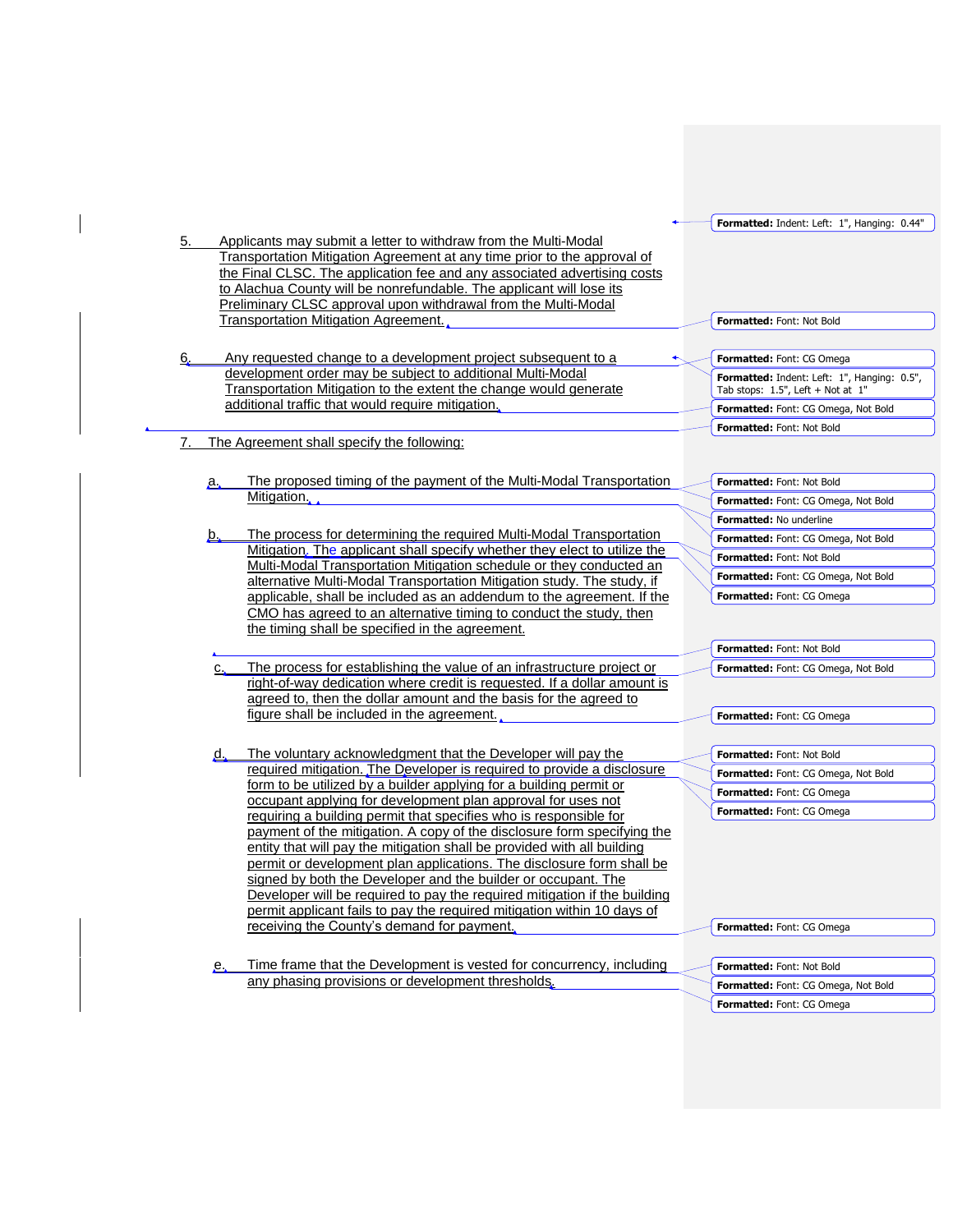5. Applicants may submit a letter to withdraw from the Multi-Modal Transportation Mitigation Agreement at any time prior to the approval of the Final CLSC. The application fee and any associated advertising costs to Alachua County will be nonrefundable. The applicant will lose its Preliminary CLSC approval upon withdrawal from the Multi-Modal Transportation Mitigation Agreement.

6. Any requested change to a development project subsequent to a development order may be subject to additional Multi-Modal Transportation Mitigation to the extent the change would generate additional traffic that would require mitigation.

7. The Agreement shall specify the following:

   a. The proposed timing of the payment of the Multi-Modal Transportation Mitigation.

   b. The process for determining the required Multi-Modal Transportation Mitigation. The applicant shall specify whether they elect to utilize the Multi-Modal Transportation Mitigation schedule or they conducted an alternative Multi-Modal Transportation Mitigation study. The study, if applicable, shall be included as an addendum to the agreement. If the CMO has agreed to an alternative timing to conduct the study, then the timing shall be specified in the agreement.

   c. The process for establishing the value of an infrastructure project or right-of-way dedication where credit is requested. If a dollar amount is agreed to, then the dollar amount and the basis for the agreed to figure shall be included in the agreement.

   d. The voluntary acknowledgment that the Developer will pay the required mitigation. The Developer is required to provide a disclosure form to be utilized by a builder applying for a building permit or occupant applying for development plan approval for uses not requiring a building permit that specifies who is responsible for payment of the mitigation. A copy of the disclosure form specifying the entity that will pay the mitigation shall be provided with all building permit or development plan applications. The disclosure form shall be signed by both the Developer and the builder or occupant. The Developer will be required to pay the required mitigation if the building permit applicant fails to pay the required mitigation within 10 days of receiving the County's demand for payment.

   e. Time frame that the Development is vested for concurrency, including any phasing provisions or development thresholds.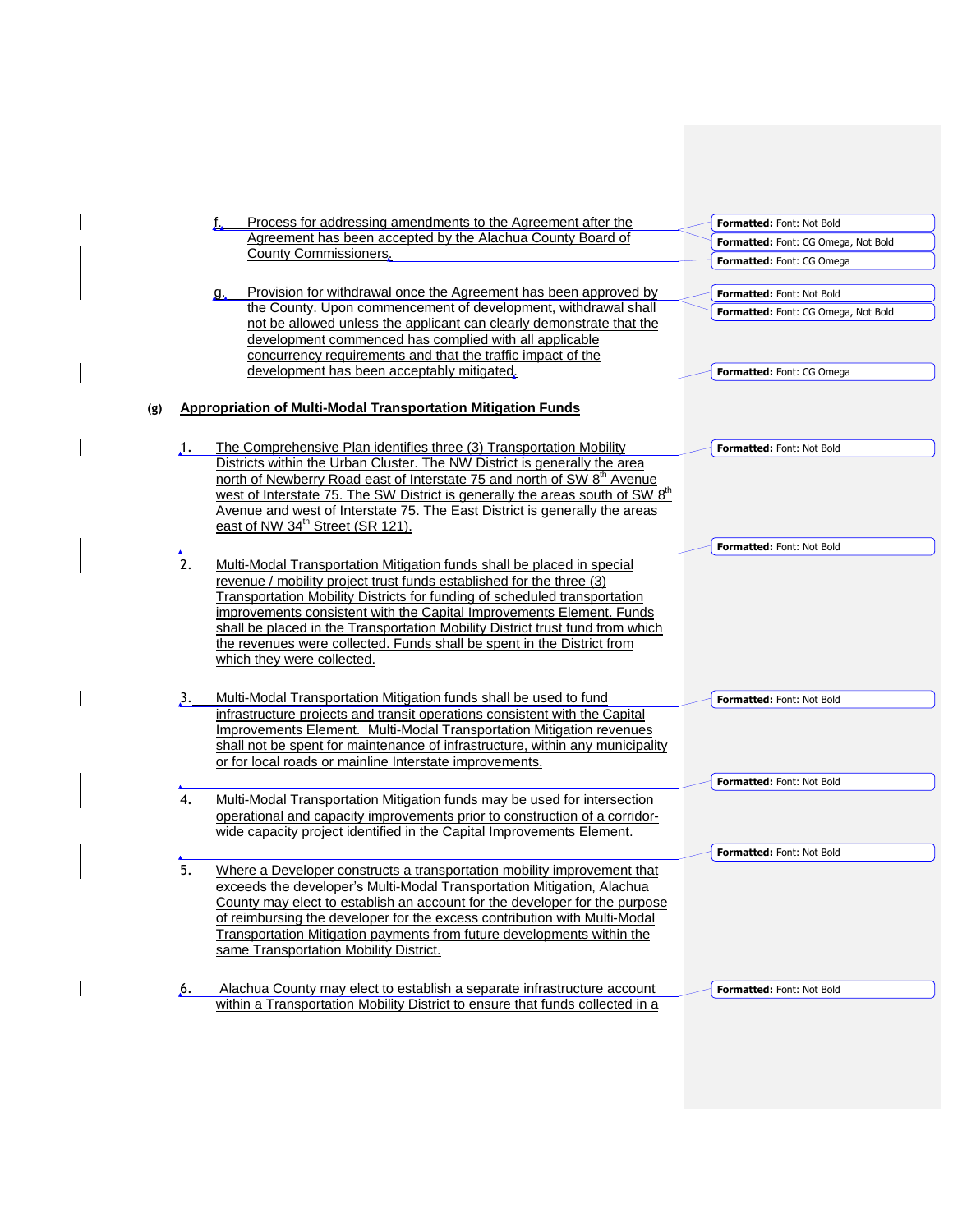f. Process for addressing amendments to the Agreement after the Agreement has been accepted by the Alachua County Board of County Commissioners.

g. Provision for withdrawal once the Agreement has been approved by the County. Upon commencement of development, withdrawal shall not be allowed unless the applicant can clearly demonstrate that the development commenced has complied with all applicable concurrency requirements and that the traffic impact of the development has been acceptably mitigated.

**(g) Appropriation of Multi-Modal Transportation Mitigation Funds**

1. The Comprehensive Plan identifies three (3) Transportation Mobility Districts within the Urban Cluster. The NW District is generally the area north of Newberry Road east of Interstate 75 and north of SW 8th Avenue west of Interstate 75. The SW District is generally the areas south of SW 8th Avenue and west of Interstate 75. The East District is generally the areas east of NW 34th Street (SR 121).

2. Multi-Modal Transportation Mitigation funds shall be placed in special revenue / mobility project trust funds established for the three (3) Transportation Mobility Districts for funding of scheduled transportation improvements consistent with the Capital Improvements Element. Funds shall be placed in the Transportation Mobility District trust fund from which the revenues were collected. Funds shall be spent in the District from which they were collected.

3. Multi-Modal Transportation Mitigation funds shall be used to fund infrastructure projects and transit operations consistent with the Capital Improvements Element. Multi-Modal Transportation Mitigation revenues shall not be spent for maintenance of infrastructure, within any municipality or for local roads or mainline Interstate improvements.

4. Multi-Modal Transportation Mitigation funds may be used for intersection operational and capacity improvements prior to construction of a corridor-wide capacity project identified in the Capital Improvements Element.

5. Where a Developer constructs a transportation mobility improvement that exceeds the developer's Multi-Modal Transportation Mitigation, Alachua County may elect to establish an account for the developer for the purpose of reimbursing the developer for the excess contribution with Multi-Modal Transportation Mitigation payments from future developments within the same Transportation Mobility District.

6. Alachua County may elect to establish a separate infrastructure account within a Transportation Mobility District to ensure that funds collected in a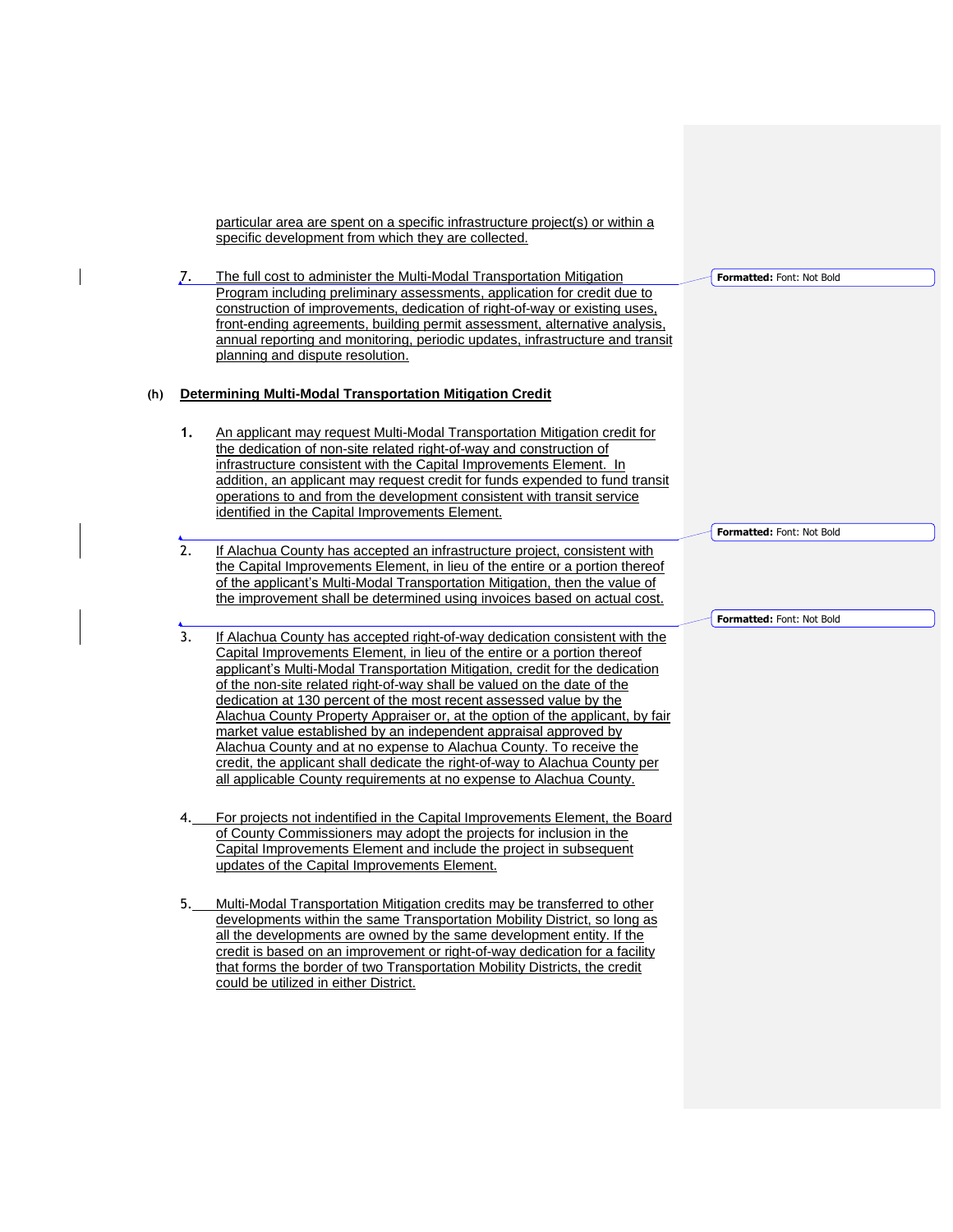particular area are spent on a specific infrastructure project(s) or within a specific development from which they are collected.

7. The full cost to administer the Multi-Modal Transportation Mitigation Program including preliminary assessments, application for credit due to construction of improvements, dedication of right-of-way or existing uses, front-ending agreements, building permit assessment, alternative analysis, annual reporting and monitoring, periodic updates, infrastructure and transit planning and dispute resolution.

**(h) Determining Multi-Modal Transportation Mitigation Credit**

1. An applicant may request Multi-Modal Transportation Mitigation credit for the dedication of non-site related right-of-way and construction of infrastructure consistent with the Capital Improvements Element. In addition, an applicant may request credit for funds expended to fund transit operations to and from the development consistent with transit service identified in the Capital Improvements Element.

2. If Alachua County has accepted an infrastructure project, consistent with the Capital Improvements Element, in lieu of the entire or a portion thereof of the applicant's Multi-Modal Transportation Mitigation, then the value of the improvement shall be determined using invoices based on actual cost.

3. If Alachua County has accepted right-of-way dedication consistent with the Capital Improvements Element, in lieu of the entire or a portion thereof applicant's Multi-Modal Transportation Mitigation, credit for the dedication of the non-site related right-of-way shall be valued on the date of the dedication at 130 percent of the most recent assessed value by the Alachua County Property Appraiser or, at the option of the applicant, by fair market value established by an independent appraisal approved by Alachua County and at no expense to Alachua County. To receive the credit, the applicant shall dedicate the right-of-way to Alachua County per all applicable County requirements at no expense to Alachua County.

4. For projects not indentified in the Capital Improvements Element, the Board of County Commissioners may adopt the projects for inclusion in the Capital Improvements Element and include the project in subsequent updates of the Capital Improvements Element.

5. Multi-Modal Transportation Mitigation credits may be transferred to other developments within the same Transportation Mobility District, so long as all the developments are owned by the same development entity. If the credit is based on an improvement or right-of-way dedication for a facility that forms the border of two Transportation Mobility Districts, the credit could be utilized in either District.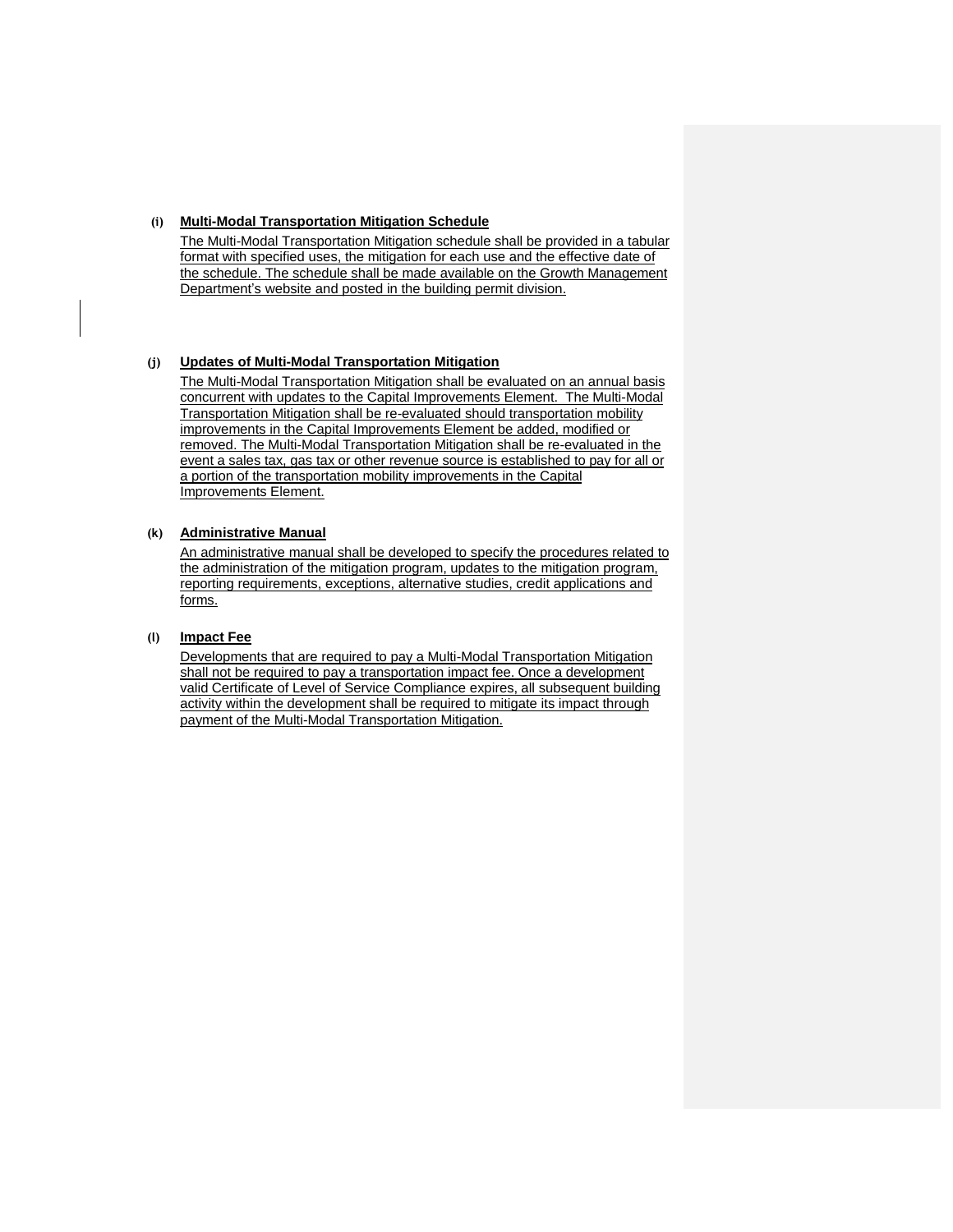**(i) Multi-Modal Transportation Mitigation Schedule**

The Multi-Modal Transportation Mitigation schedule shall be provided in a tabular format with specified uses, the mitigation for each use and the effective date of the schedule. The schedule shall be made available on the Growth Management Department's website and posted in the building permit division.

**(j) Updates of Multi-Modal Transportation Mitigation**

The Multi-Modal Transportation Mitigation shall be evaluated on an annual basis concurrent with updates to the Capital Improvements Element. The Multi-Modal Transportation Mitigation shall be re-evaluated should transportation mobility improvements in the Capital Improvements Element be added, modified or removed. The Multi-Modal Transportation Mitigation shall be re-evaluated in the event a sales tax, gas tax or other revenue source is established to pay for all or a portion of the transportation mobility improvements in the Capital Improvements Element.

**(k) Administrative Manual**

An administrative manual shall be developed to specify the procedures related to the administration of the mitigation program, updates to the mitigation program, reporting requirements, exceptions, alternative studies, credit applications and forms.

**(l) Impact Fee**

Developments that are required to pay a Multi-Modal Transportation Mitigation shall not be required to pay a transportation impact fee. Once a development valid Certificate of Level of Service Compliance expires, all subsequent building activity within the development shall be required to mitigate its impact through payment of the Multi-Modal Transportation Mitigation.